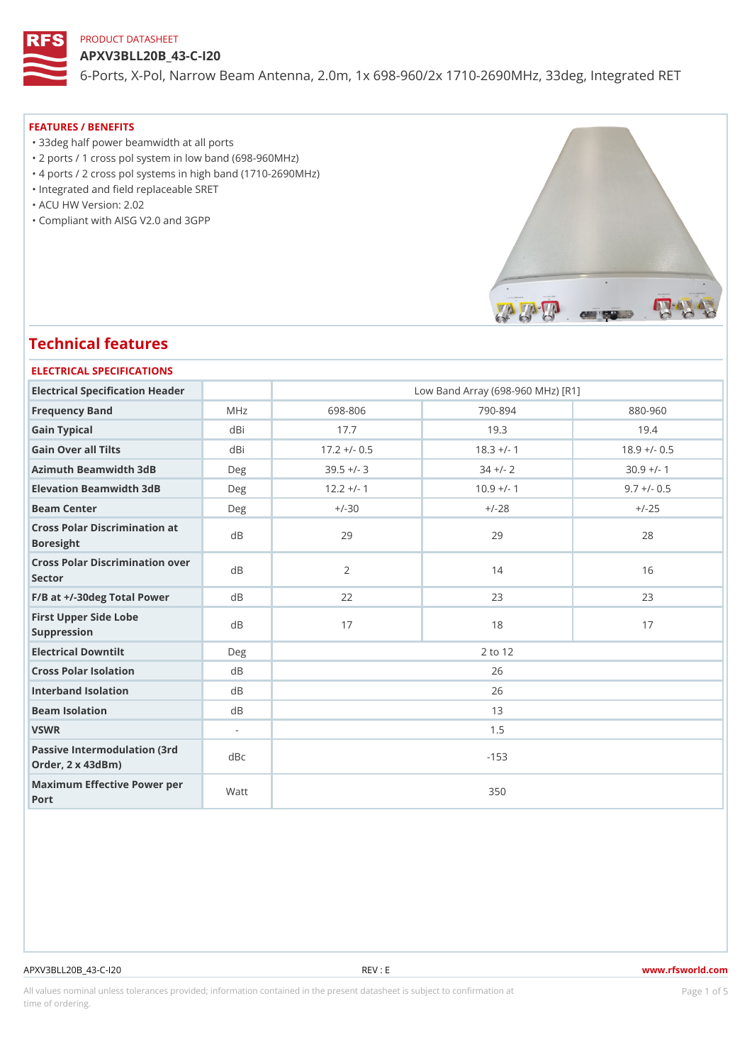PRODUCT DATASHEET

# APXV3BLL20B_43-C-I20

6-Ports, X-Pol, Narrow Beam Antenna, 2.0m, 1x 698-960/2x 1710-2690MHz, 33deg, Integrated RET

## FEATURES / BENEFITS

- 33deg half power beamwidth at all ports
- 2 ports / 1 cross pol system in low band (698-960MHz)
- 4 ports / 2 cross pol systems in high band (1710-2690MHz)
- Integrated and field replaceable SRET
- ACU HW Version: 2.02
- Compliant with AISG V2.0 and 3GPP

## Technical features

### ELECTRICAL SPECIFICATIONS

| Electrical Specification Header | | Low Band Array (698-960 MHz) [R1] | | |
|---|---|---|---|---|
| Frequency Band | MHz | 698-806 | 790-894 | 880-960 |
| Gain Typical | dBi | 17.7 | 19.3 | 19.4 |
| Gain Over all Tilts | dBi | 17.2 +/- 0.5 | 18.3 +/- 1 | 18.9 +/- 0.5 |
| Azimuth Beamwidth 3dB | Deg | 39.5 +/- 3 | 34 +/- 2 | 30.9 +/- 1 |
| Elevation Beamwidth 3dB | Deg | 12.2 +/- 1 | 10.9 +/- 1 | 9.7 +/- 0.5 |
| Beam Center | Deg | +/-30 | +/-28 | +/-25 |
| Cross Polar Discrimination at Boresight | dB | 29 | 29 | 28 |
| Cross Polar Discrimination over Sector | dB | 2 | 14 | 16 |
| F/B at +/-30deg Total Power | dB | 22 | 23 | 23 |
| First Upper Side Lobe Suppression | dB | 17 | 18 | 17 |
| Electrical Downtilt | Deg | 2 to 12 | | |
| Cross Polar Isolation | dB | 26 | | |
| Interband Isolation | dB | 26 | | |
| Beam Isolation | dB | 13 | | |
| VSWR | - | 1.5 | | |
| Passive Intermodulation (3rd Order, 2 x 43dBm) | dBc | -153 | | |
| Maximum Effective Power per Port | Watt | 350 | | |

APXV3BLL20B_43-C-I20 REV : E www.rfsworld.com

All values nominal unless tolerances provided; information contained in the present datasheet is subject to confirmation at time of ordering.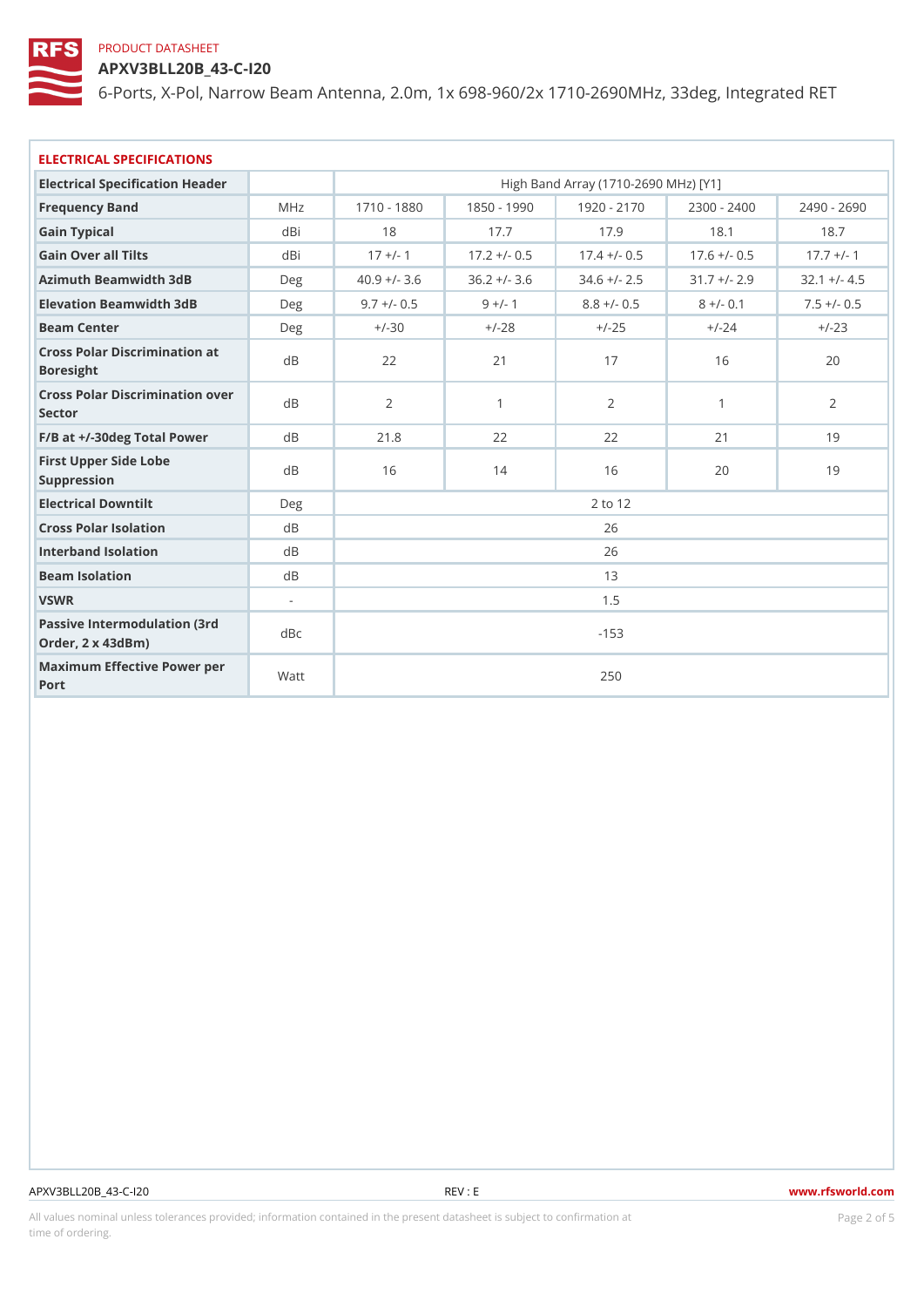PRODUCT DATASHEET

# APXV3BLL20B_43-C-I20

6-Ports, X-Pol, Narrow Beam Antenna, 2.0m, 1x 698-960/2x 1710-2690MHz, 33deg, Integrated RET

## ELECTRICAL SPECIFICATIONS

| Electrical Specification Header | | High Band Array (1710-2690 MHz) [Y1] | | | | |
|---|---|---|---|---|---|---|
| Frequency Band | MHz | 1710 - 1880 | 1850 - 1990 | 1920 - 2170 | 2300 - 2400 | 2490 - 2690 |
| Gain Typical | dBi | 18 | 17.7 | 17.9 | 18.1 | 18.7 |
| Gain Over all Tilts | dBi | 17 +/- 1 | 17.2 +/- 0.5 | 17.4 +/- 0.5 | 17.6 +/- 0.5 | 17.7 +/- 1 |
| Azimuth Beamwidth 3dB | Deg | 40.9 +/- 3.6 | 36.2 +/- 3.6 | 34.6 +/- 2.5 | 31.7 +/- 2.9 | 32.1 +/- 4.5 |
| Elevation Beamwidth 3dB | Deg | 9.7 +/- 0.5 | 9 +/- 1 | 8.8 +/- 0.5 | 8 +/- 0.1 | 7.5 +/- 0.5 |
| Beam Center | Deg | +/-30 | +/-28 | +/-25 | +/-24 | +/-23 |
| Cross Polar Discrimination at Boresight | dB | 22 | 21 | 17 | 16 | 20 |
| Cross Polar Discrimination over Sector | dB | 2 | 1 | 2 | 1 | 2 |
| F/B at +/-30deg Total Power | dB | 21.8 | 22 | 22 | 21 | 19 |
| First Upper Side Lobe Suppression | dB | 16 | 14 | 16 | 20 | 19 |
| Electrical Downtilt | Deg | 2 to 12 | | | | |
| Cross Polar Isolation | dB | 26 | | | | |
| Interband Isolation | dB | 26 | | | | |
| Beam Isolation | dB | 13 | | | | |
| VSWR | - | 1.5 | | | | |
| Passive Intermodulation (3rd Order, 2 x 43dBm) | dBc | -153 | | | | |
| Maximum Effective Power per Port | Watt | 250 | | | | |

APXV3BLL20B_43-C-I20 REV : E www.rfsworld.com

All values nominal unless tolerances provided; information contained in the present datasheet is subject to confirmation at time of ordering.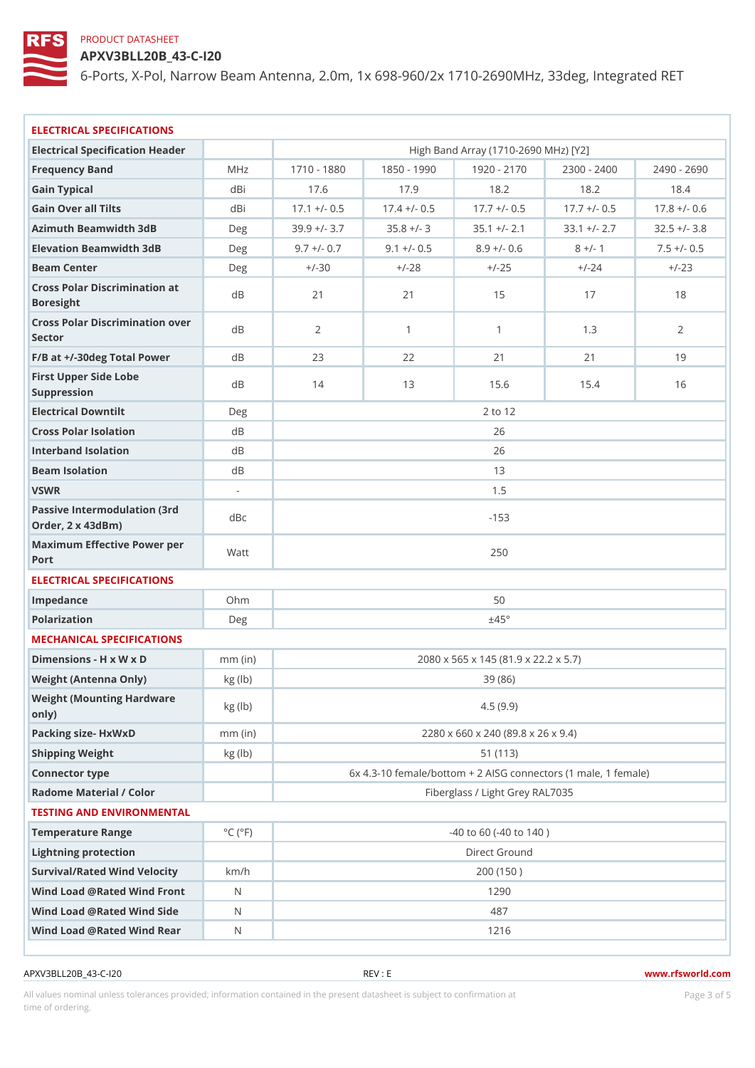PRODUCT DATASHEET

# APXV3BLL20B_43-C-I20

6-Ports, X-Pol, Narrow Beam Antenna, 2.0m, 1x 698-960/2x 1710-2690MHz, 33deg, Integrated RET

## ELECTRICAL SPECIFICATIONS

| Electrical Specification Header | | High Band Array (1710-2690 MHz) [Y2] | | | | |
|---|---|---|---|---|---|---|
| Frequency Band | MHz | 1710 - 1880 | 1850 - 1990 | 1920 - 2170 | 2300 - 2400 | 2490 - 2690 |
| Gain Typical | dBi | 17.6 | 17.9 | 18.2 | 18.2 | 18.4 |
| Gain Over all Tilts | dBi | 17.1 +/- 0.5 | 17.4 +/- 0.5 | 17.7 +/- 0.5 | 17.7 +/- 0.5 | 17.8 +/- 0.6 |
| Azimuth Beamwidth 3dB | Deg | 39.9 +/- 3.7 | 35.8 +/- 3 | 35.1 +/- 2.1 | 33.1 +/- 2.7 | 32.5 +/- 3.8 |
| Elevation Beamwidth 3dB | Deg | 9.7 +/- 0.7 | 9.1 +/- 0.5 | 8.9 +/- 0.6 | 8 +/- 1 | 7.5 +/- 0.5 |
| Beam Center | Deg | +/-30 | +/-28 | +/-25 | +/-24 | +/-23 |
| Cross Polar Discrimination at Boresight | dB | 21 | 21 | 15 | 17 | 18 |
| Cross Polar Discrimination over Sector | dB | 2 | 1 | 1 | 1.3 | 2 |
| F/B at +/-30deg Total Power | dB | 23 | 22 | 21 | 21 | 19 |
| First Upper Side Lobe Suppression | dB | 14 | 13 | 15.6 | 15.4 | 16 |
| Electrical Downtilt | Deg | 2 to 12 | | | | |
| Cross Polar Isolation | dB | 26 | | | | |
| Interband Isolation | dB | 26 | | | | |
| Beam Isolation | dB | 13 | | | | |
| VSWR | - | 1.5 | | | | |
| Passive Intermodulation (3rd Order, 2 x 43dBm) | dBc | -153 | | | | |
| Maximum Effective Power per Port | Watt | 250 | | | | |

## ELECTRICAL SPECIFICATIONS

| | | |
|---|---|---|
| Impedance | Ohm | 50 |
| Polarization | Deg | ±45° |

## MECHANICAL SPECIFICATIONS

| | | |
|---|---|---|
| Dimensions - H x W x D | mm (in) | 2080 x 565 x 145 (81.9 x 22.2 x 5.7) |
| Weight (Antenna Only) | kg (lb) | 39 (86) |
| Weight (Mounting Hardware only) | kg (lb) | 4.5 (9.9) |
| Packing size- HxWxD | mm (in) | 2280 x 660 x 240 (89.8 x 26 x 9.4) |
| Shipping Weight | kg (lb) | 51 (113) |
| Connector type | | 6x 4.3-10 female/bottom + 2 AISG connectors (1 male, 1 female) |
| Radome Material / Color | | Fiberglass / Light Grey RAL7035 |

## TESTING AND ENVIRONMENTAL

| | | |
|---|---|---|
| Temperature Range | °C (°F) | -40 to 60 (-40 to 140 ) |
| Lightning protection | | Direct Ground |
| Survival/Rated Wind Velocity | km/h | 200 (150 ) |
| Wind Load @Rated Wind Front | N | 1290 |
| Wind Load @Rated Wind Side | N | 487 |
| Wind Load @Rated Wind Rear | N | 1216 |

APXV3BLL20B_43-C-I20 REV : E www.rfsworld.com

All values nominal unless tolerances provided; information contained in the present datasheet is subject to confirmation at time of ordering.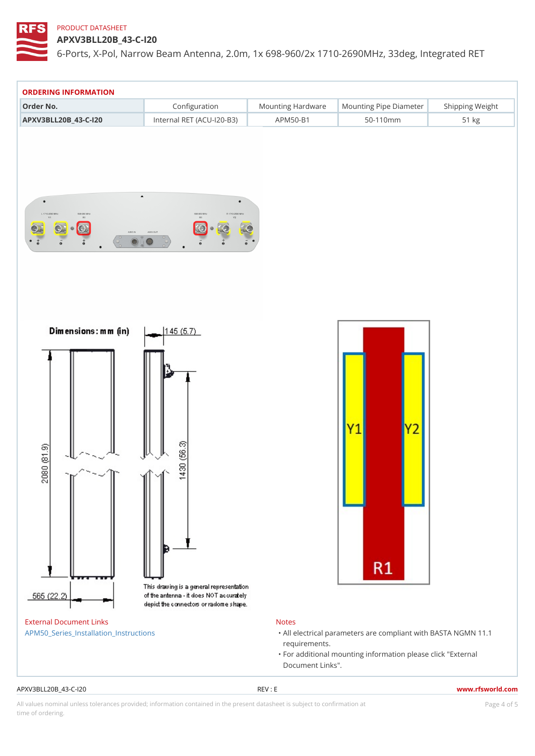PRODUCT DATASHEET

# APXV3BLL20B_43-C-I20

6-Ports, X-Pol, Narrow Beam Antenna, 2.0m, 1x 698-960/2x 1710-2690MHz, 33deg, Integrated RET

## ORDERING INFORMATION

| Order No. | Configuration | Mounting Hardware | Mounting Pipe Diameter | Shipping Weight |
|---|---|---|---|---|
| APXV3BLL20B_43-C-I20 | Internal RET (ACU-I20-B3) | APM50-B1 | 50-110mm | 51 kg |

Dimensions: mm (in)

145 (5.7)

2080 (81.9)

1430 (56.3)

565 (22.2)

This drawing is a general representation of the antenna - it does NOT accurately depict the connectors or radome shape.

Y1 Y2 R1

### External Document Links

APM50_Series_Installation_Instructions

### Notes

- All electrical parameters are compliant with BASTA NGMN 11.1 requirements.
- For additional mounting information please click "External Document Links".

APXV3BLL20B_43-C-I20 REV : E www.rfsworld.com

All values nominal unless tolerances provided; information contained in the present datasheet is subject to confirmation at time of ordering.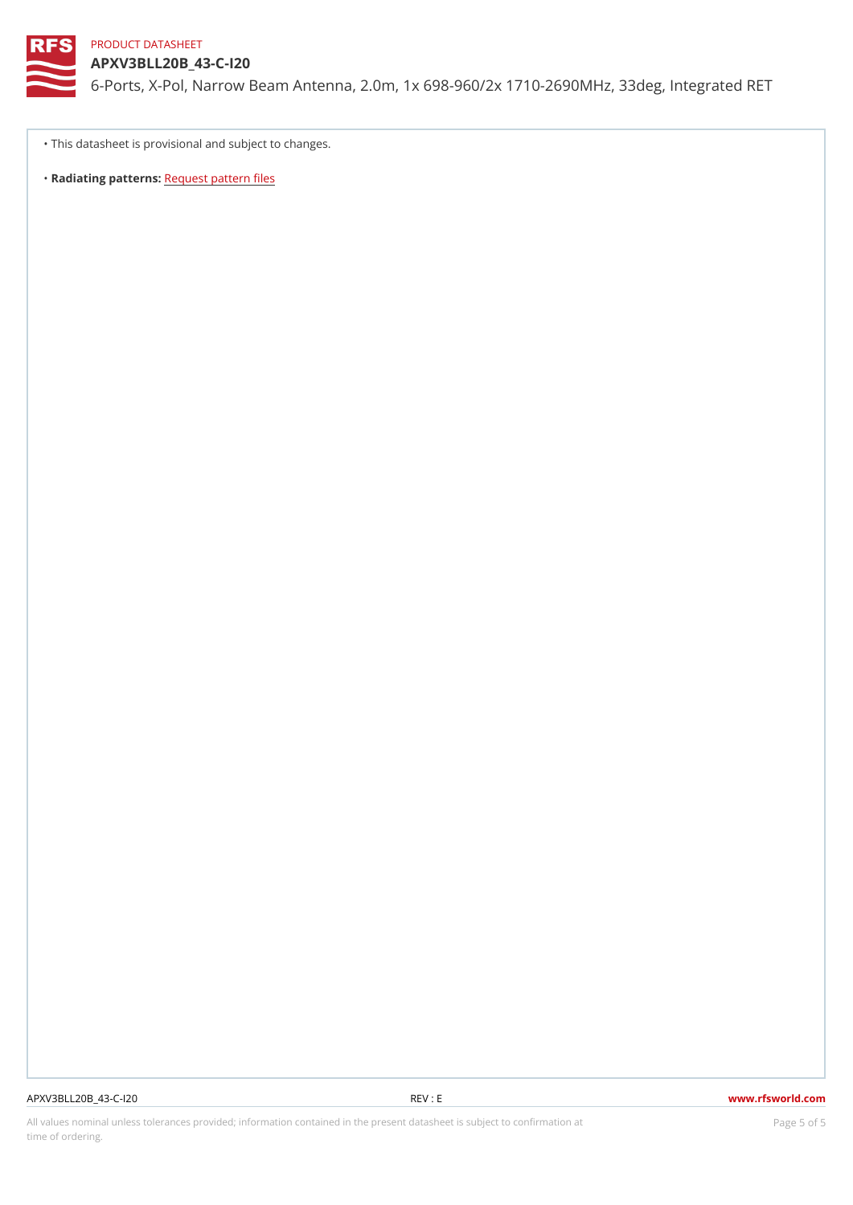- This datasheet is provisional and subject to changes.
- **Radiating patterns:** Request pattern files